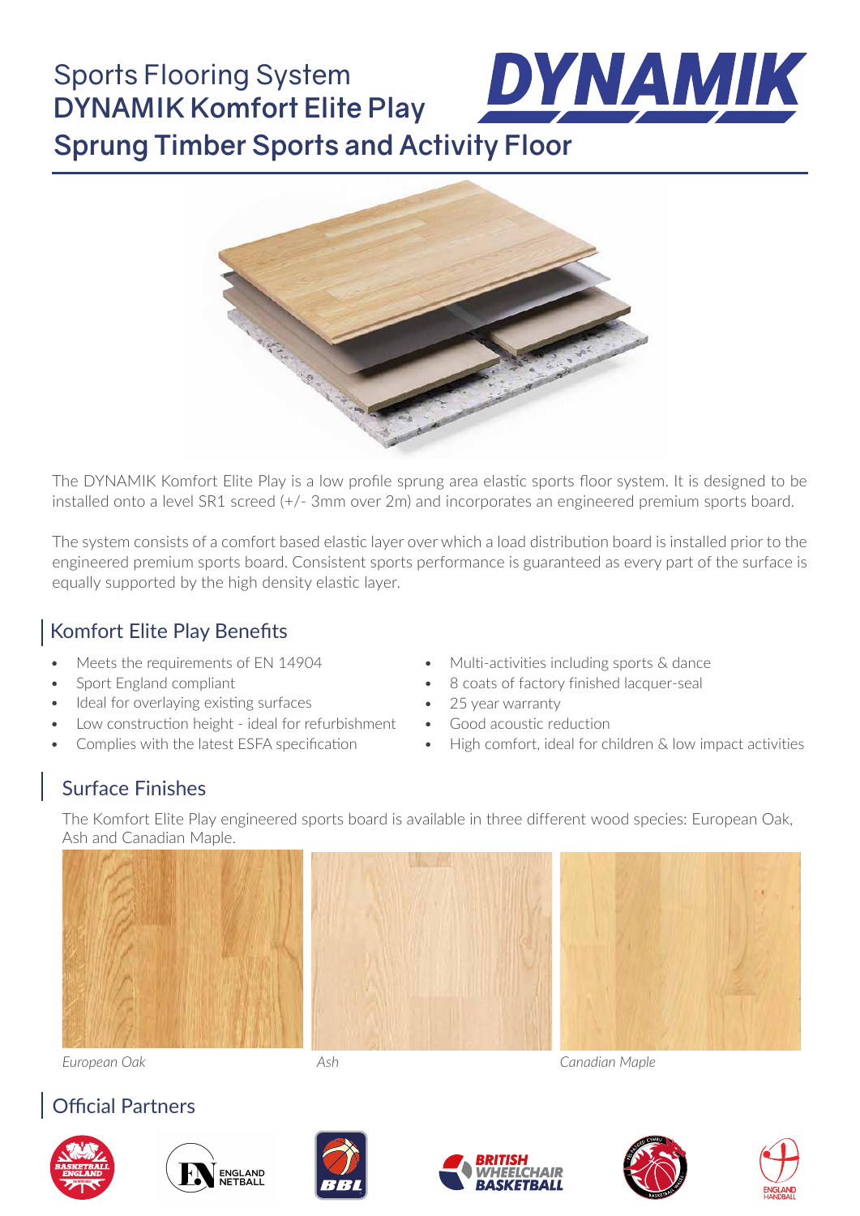# Sports Flooring System
# DYNAMIK Komfort Elite Play
## Sprung Timber Sports and Activity Floor

The DYNAMIK Komfort Elite Play is a low profile sprung area elastic sports floor system. It is designed to be installed onto a level SR1 screed (+/- 3mm over 2m) and incorporates an engineered premium sports board.

The system consists of a comfort based elastic layer over which a load distribution board is installed prior to the engineered premium sports board. Consistent sports performance is guaranteed as every part of the surface is equally supported by the high density elastic layer.

### Komfort Elite Play Benefits

- Meets the requirements of EN 14904
- Sport England compliant
- Ideal for overlaying existing surfaces
- Low construction height - ideal for refurbishment
- Complies with the latest ESFA specification
- Multi-activities including sports & dance
- 8 coats of factory finished lacquer-seal
- 25 year warranty
- Good acoustic reduction
- High comfort, ideal for children & low impact activities

### Surface Finishes

The Komfort Elite Play engineered sports board is available in three different wood species: European Oak, Ash and Canadian Maple.

*European Oak*

*Ash*

*Canadian Maple*

### Official Partners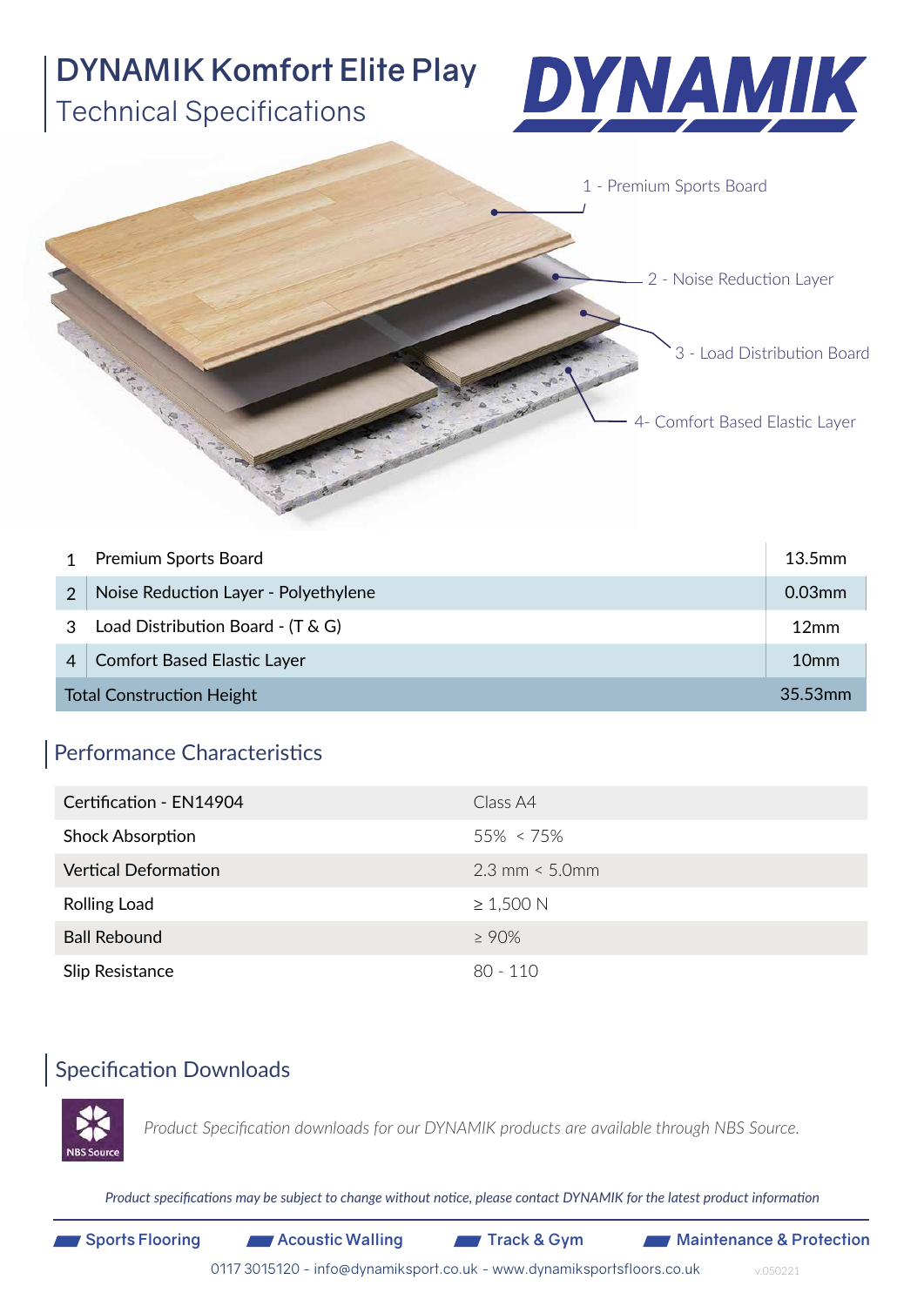# DYNAMIK Komfort Elite Play

## Technical Specifications

DYNAMIK

1 - Premium Sports Board

2 - Noise Reduction Layer

3 - Load Distribution Board

4- Comfort Based Elastic Layer

| | | |
|---|---|---|
| 1 | Premium Sports Board | 13.5mm |
| 2 | Noise Reduction Layer - Polyethylene | 0.03mm |
| 3 | Load Distribution Board - (T & G) | 12mm |
| 4 | Comfort Based Elastic Layer | 10mm |
| Total Construction Height | | 35.53mm |

## Performance Characteristics

| | |
|---|---|
| Certification - EN14904 | Class A4 |
| Shock Absorption | 55% < 75% |
| Vertical Deformation | 2.3 mm < 5.0mm |
| Rolling Load | ≥ 1,500 N |
| Ball Rebound | ≥ 90% |
| Slip Resistance | 80 - 110 |

## Specification Downloads

NBS Source

*Product Specification downloads for our DYNAMIK products are available through NBS Source.*

*Product specifications may be subject to change without notice, please contact DYNAMIK for the latest product information*

Sports Flooring | Acoustic Walling | Track & Gym | Maintenance & Protection

0117 3015120 - info@dynamiksport.co.uk - www.dynamiksportsfloors.co.uk

v.050221